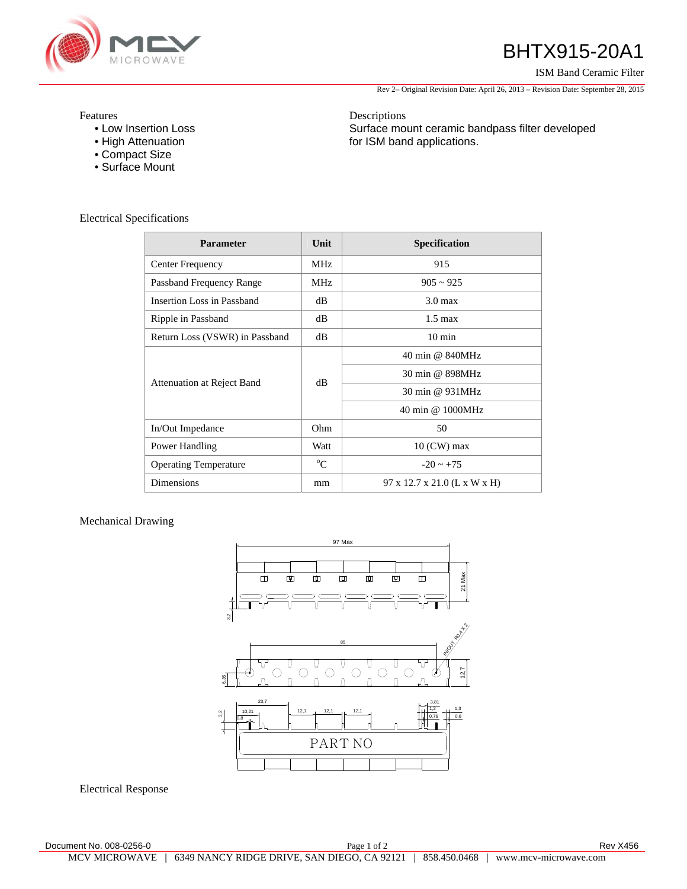# BHTX915-20A1

ISM Band Ceramic Filter

Rev 2– Original Revision Date: April 26, 2013 – Revision Date: September 28, 2015

## Features

- Low Insertion Loss
- High Attenuation
- Compact Size
- Surface Mount

## Descriptions

Surface mount ceramic bandpass filter developed for ISM band applications.

## Electrical Specifications

| Parameter | Unit | Specification |
|---|---|---|
| Center Frequency | MHz | 915 |
| Passband Frequency Range | MHz | 905 ~ 925 |
| Insertion Loss in Passband | dB | 3.0 max |
| Ripple in Passband | dB | 1.5 max |
| Return Loss (VSWR) in Passband | dB | 10 min |
| Attenuation at Reject Band | dB | 40 min @ 840MHz |
| | | 30 min @ 898MHz |
| | | 30 min @ 931MHz |
| | | 40 min @ 1000MHz |
| In/Out Impedance | Ohm | 50 |
| Power Handling | Watt | 10 (CW) max |
| Operating Temperature | °C | -20 ~ +75 |
| Dimensions | mm | 97 x 12.7 x 21.0 (L x W x H) |

## Mechanical Drawing

## Electrical Response

Document No. 008-0256-0

Rev X456

MCV MICROWAVE | 6349 NANCY RIDGE DRIVE, SAN DIEGO, CA 92121 | 858.450.0468 | www.mcv-microwave.com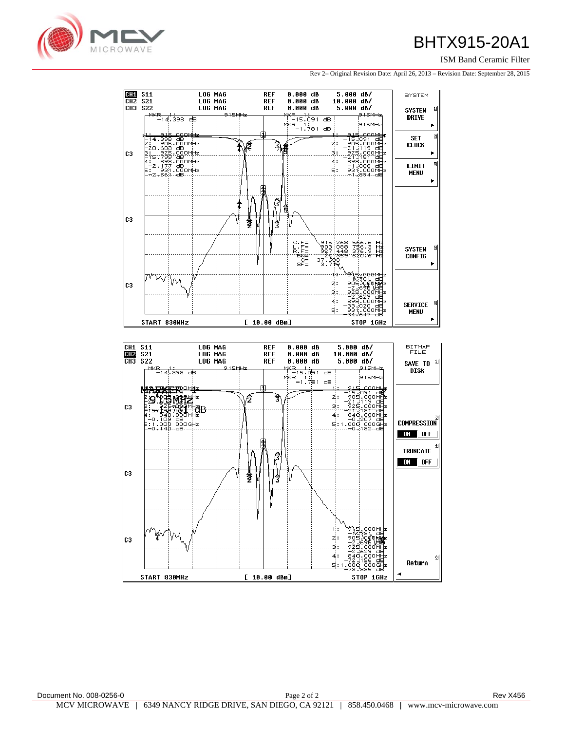# BHTX915-20A1

ISM Band Ceramic Filter

Rev 2– Original Revision Date: April 26, 2013 – Revision Date: September 28, 2015

CH1 S11 LOG MAG REF 0.000 dB 5.000 dB/
CH2 S21 LOG MAG REF 0.000 dB 10.000 dB/
CH3 S22 LOG MAG REF 0.000 dB 5.000 dB/

MKR 1: -14.398 dB 915MHz
MKR 1: -15.091 dB 915MHz
MKR 1: -1.781 dB

1: 915.000MHz -14.398 dB
2: 905.000MHz -20.608 dB
3: 925.000MHz -15.798 dB
4: 898.000MHz -2.177 dB
5: 931.000MHz -2.561 dB

1: 915.000MHz -15.091 dB
2: 905.000MHz -21.119 dB
3: 925.000MHz -21.181 dB
4: 898.000MHz -1.006 dB
5: 931.000MHz -1.894 dB

C.F= 915 268 566.6 Hz
L.F= 903 088 756.3 Hz
R.F= 927 448 376.9 Hz
BW= 24 359 620.6 Hz
Q= 37.600
SF= 3.719

1: 915.000MHz -1.781 dB
2: 905.000MHz -2.696 dB
3: 925.000MHz -2.629 dB
4: 898.000MHz -33.020 dB
5: 931.000MHz -34.647 dB

START 830MHz [ 10.00 dBm] STOP 1GHz

SYSTEM
SYSTEM DRIVE
SET CLOCK
LIMIT MENU
SYSTEM CONFIG
SERVICE MENU

CH1 S11 LOG MAG REF 0.000 dB 5.000 dB/
CH2 S21 LOG MAG REF 0.000 dB 10.000 dB/
CH3 S22 LOG MAG REF 0.000 dB 5.000 dB/

MKR 1: -14.398 dB 915MHz
MKR 1: -15.091 dB 915MHz
MKR 1: -1.781 dB

MARKER 1
915MHz
-1.781 dB

4: 840.000MHz -0.109 dB
5: 1.000 000GHz -0.140 dB

1: 915.000MHz -15.091 dB
2: 905.000MHz -21.119 dB
3: 925.000MHz -21.181 dB
4: 840.000MHz -0.207 dB
5: 1.000 000GHz -0.182 dB

1: 915.000MHz -1.781 dB
2: 905.000MHz -2.696 dB
3: 925.000MHz -2.629 dB
4: 840.000MHz -72.156 dB
5: 1.000 000GHz -73.835 dB

START 830MHz [ 10.00 dBm] STOP 1GHz

BITMAP FILE
SAVE TO DISK
COMPRESSION ON OFF
TRUNCATE ON OFF
Return

Document No. 008-0256-0 Rev X456

MCV MICROWAVE | 6349 NANCY RIDGE DRIVE, SAN DIEGO, CA 92121 | 858.450.0468 | www.mcv-microwave.com